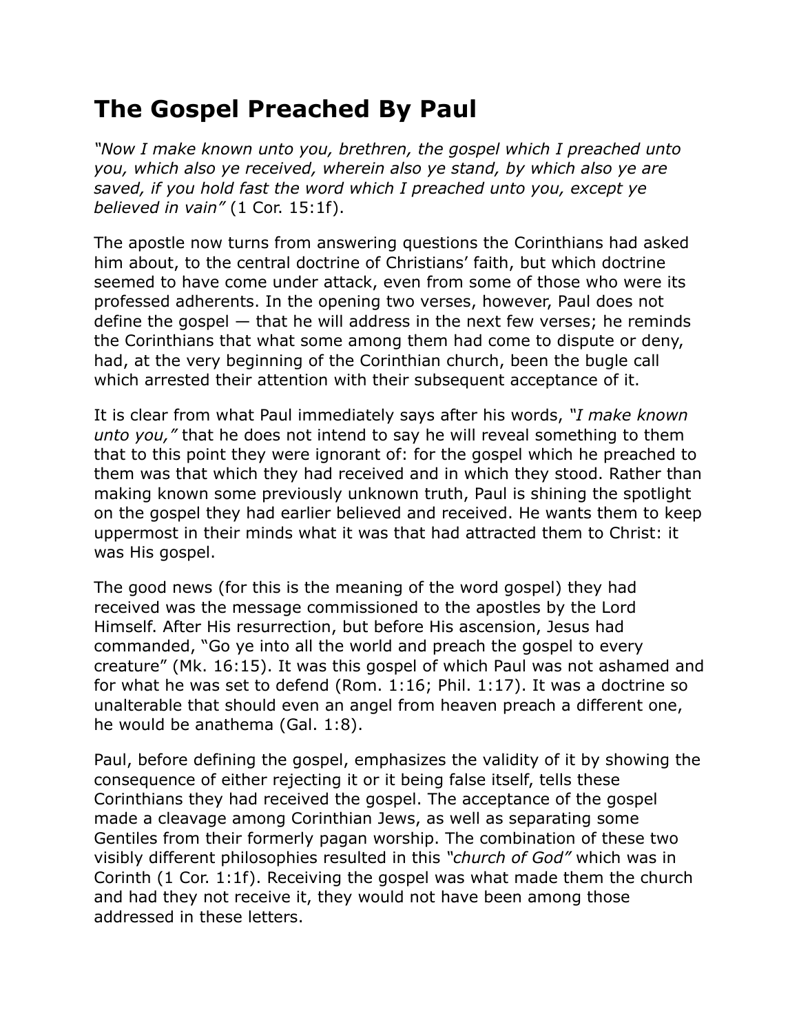# The Gospel Preached By Paul

*"Now I make known unto you, brethren, the gospel which I preached unto you, which also ye received, wherein also ye stand, by which also ye are saved, if you hold fast the word which I preached unto you, except ye believed in vain"* (1 Cor. 15:1f).

The apostle now turns from answering questions the Corinthians had asked him about, to the central doctrine of Christians' faith, but which doctrine seemed to have come under attack, even from some of those who were its professed adherents. In the opening two verses, however, Paul does not define the gospel — that he will address in the next few verses; he reminds the Corinthians that what some among them had come to dispute or deny, had, at the very beginning of the Corinthian church, been the bugle call which arrested their attention with their subsequent acceptance of it.

It is clear from what Paul immediately says after his words, *"I make known unto you,"* that he does not intend to say he will reveal something to them that to this point they were ignorant of: for the gospel which he preached to them was that which they had received and in which they stood. Rather than making known some previously unknown truth, Paul is shining the spotlight on the gospel they had earlier believed and received. He wants them to keep uppermost in their minds what it was that had attracted them to Christ: it was His gospel.

The good news (for this is the meaning of the word gospel) they had received was the message commissioned to the apostles by the Lord Himself. After His resurrection, but before His ascension, Jesus had commanded, "Go ye into all the world and preach the gospel to every creature" (Mk. 16:15). It was this gospel of which Paul was not ashamed and for what he was set to defend (Rom. 1:16; Phil. 1:17). It was a doctrine so unalterable that should even an angel from heaven preach a different one, he would be anathema (Gal. 1:8).

Paul, before defining the gospel, emphasizes the validity of it by showing the consequence of either rejecting it or it being false itself, tells these Corinthians they had received the gospel. The acceptance of the gospel made a cleavage among Corinthian Jews, as well as separating some Gentiles from their formerly pagan worship. The combination of these two visibly different philosophies resulted in this *"church of God"* which was in Corinth (1 Cor. 1:1f). Receiving the gospel was what made them the church and had they not receive it, they would not have been among those addressed in these letters.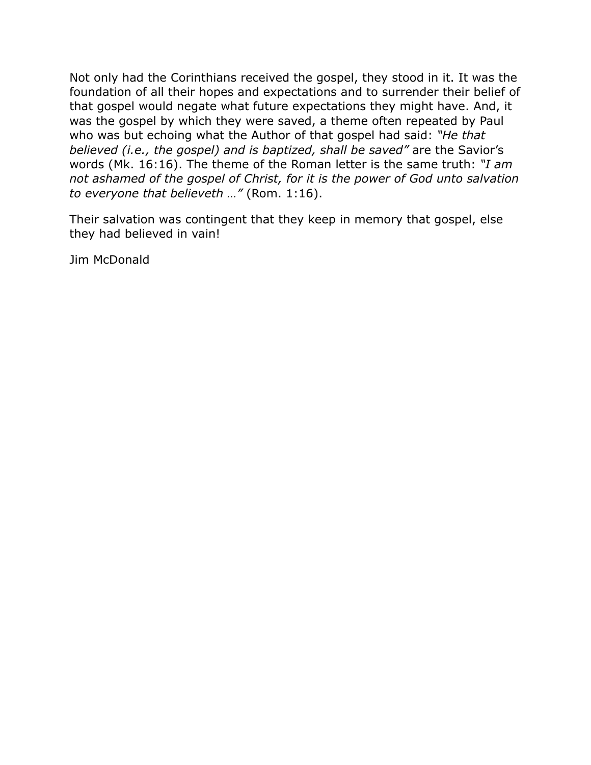Not only had the Corinthians received the gospel, they stood in it. It was the foundation of all their hopes and expectations and to surrender their belief of that gospel would negate what future expectations they might have. And, it was the gospel by which they were saved, a theme often repeated by Paul who was but echoing what the Author of that gospel had said: *"He that believed (i.e., the gospel) and is baptized, shall be saved"* are the Savior's words (Mk. 16:16). The theme of the Roman letter is the same truth: *"I am not ashamed of the gospel of Christ, for it is the power of God unto salvation to everyone that believeth …"* (Rom. 1:16).

Their salvation was contingent that they keep in memory that gospel, else they had believed in vain!

Jim McDonald